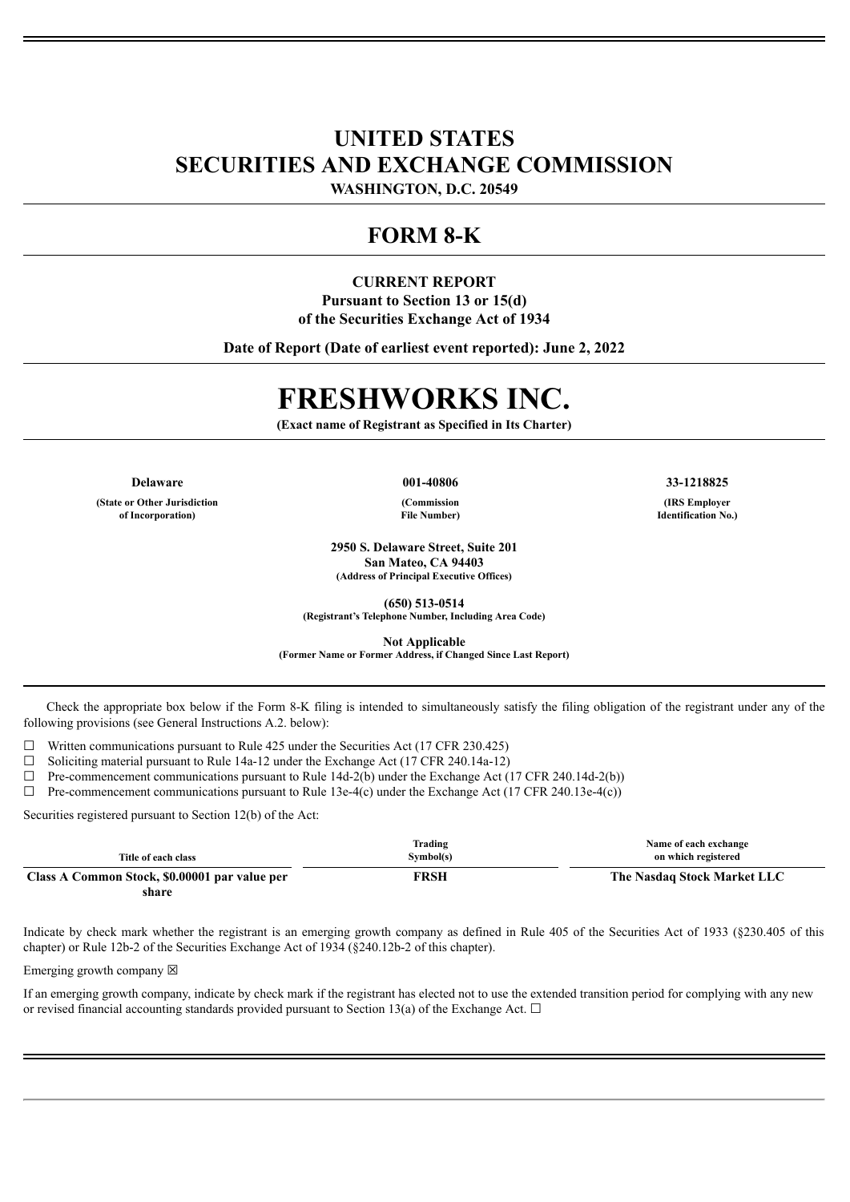# UNITED STATES
# SECURITIES AND EXCHANGE COMMISSION

**WASHINGTON, D.C. 20549**

## FORM 8-K

**CURRENT REPORT**
**Pursuant to Section 13 or 15(d)**
**of the Securities Exchange Act of 1934**

**Date of Report (Date of earliest event reported): June 2, 2022**

# FRESHWORKS INC.

**(Exact name of Registrant as Specified in Its Charter)**

| Delaware | 001-40806 | 33-1218825 |
|---|---|---|
| (State or Other Jurisdiction of Incorporation) | (Commission File Number) | (IRS Employer Identification No.) |

**2950 S. Delaware Street, Suite 201**
**San Mateo, CA 94403**
**(Address of Principal Executive Offices)**

**(650) 513-0514**
**(Registrant's Telephone Number, Including Area Code)**

**Not Applicable**
**(Former Name or Former Address, if Changed Since Last Report)**

Check the appropriate box below if the Form 8-K filing is intended to simultaneously satisfy the filing obligation of the registrant under any of the following provisions (see General Instructions A.2. below):

☐ Written communications pursuant to Rule 425 under the Securities Act (17 CFR 230.425)

☐ Soliciting material pursuant to Rule 14a-12 under the Exchange Act (17 CFR 240.14a-12)

☐ Pre-commencement communications pursuant to Rule 14d-2(b) under the Exchange Act (17 CFR 240.14d-2(b))

☐ Pre-commencement communications pursuant to Rule 13e-4(c) under the Exchange Act (17 CFR 240.13e-4(c))

Securities registered pursuant to Section 12(b) of the Act:

| Title of each class | Trading Symbol(s) | Name of each exchange on which registered |
|---|---|---|
| **Class A Common Stock, $0.00001 par value per share** | **FRSH** | **The Nasdaq Stock Market LLC** |

Indicate by check mark whether the registrant is an emerging growth company as defined in Rule 405 of the Securities Act of 1933 (§230.405 of this chapter) or Rule 12b-2 of the Securities Exchange Act of 1934 (§240.12b-2 of this chapter).

Emerging growth company ☒

If an emerging growth company, indicate by check mark if the registrant has elected not to use the extended transition period for complying with any new or revised financial accounting standards provided pursuant to Section 13(a) of the Exchange Act. ☐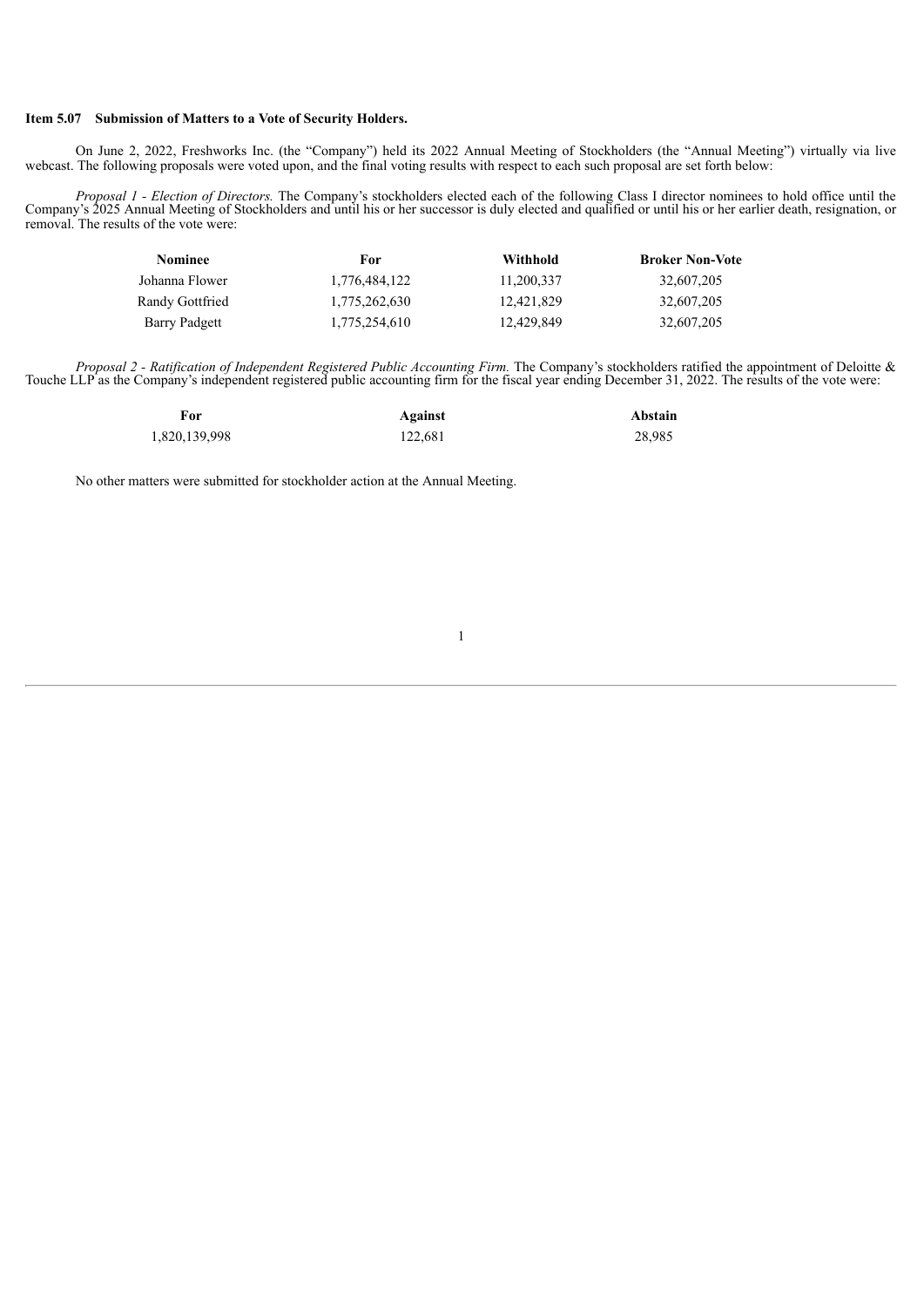**Item 5.07 Submission of Matters to a Vote of Security Holders.**

On June 2, 2022, Freshworks Inc. (the "Company") held its 2022 Annual Meeting of Stockholders (the "Annual Meeting") virtually via live webcast. The following proposals were voted upon, and the final voting results with respect to each such proposal are set forth below:

*Proposal 1 - Election of Directors.* The Company's stockholders elected each of the following Class I director nominees to hold office until the Company's 2025 Annual Meeting of Stockholders and until his or her successor is duly elected and qualified or until his or her earlier death, resignation, or removal. The results of the vote were:

| Nominee | For | Withhold | Broker Non-Vote |
|---|---|---|---|
| Johanna Flower | 1,776,484,122 | 11,200,337 | 32,607,205 |
| Randy Gottfried | 1,775,262,630 | 12,421,829 | 32,607,205 |
| Barry Padgett | 1,775,254,610 | 12,429,849 | 32,607,205 |

*Proposal 2 - Ratification of Independent Registered Public Accounting Firm.* The Company's stockholders ratified the appointment of Deloitte & Touche LLP as the Company's independent registered public accounting firm for the fiscal year ending December 31, 2022. The results of the vote were:

| For | Against | Abstain |
|---|---|---|
| 1,820,139,998 | 122,681 | 28,985 |

No other matters were submitted for stockholder action at the Annual Meeting.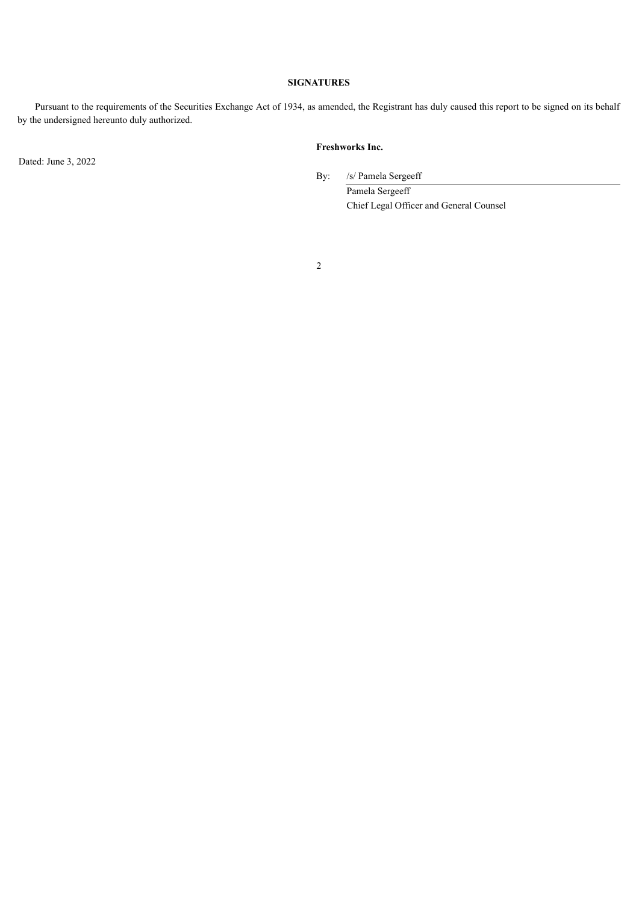**SIGNATURES**

Pursuant to the requirements of the Securities Exchange Act of 1934, as amended, the Registrant has duly caused this report to be signed on its behalf by the undersigned hereunto duly authorized.

Dated: June 3, 2022

**Freshworks Inc.**

By: /s/ Pamela Sergeeff

Pamela Sergeeff

Chief Legal Officer and General Counsel